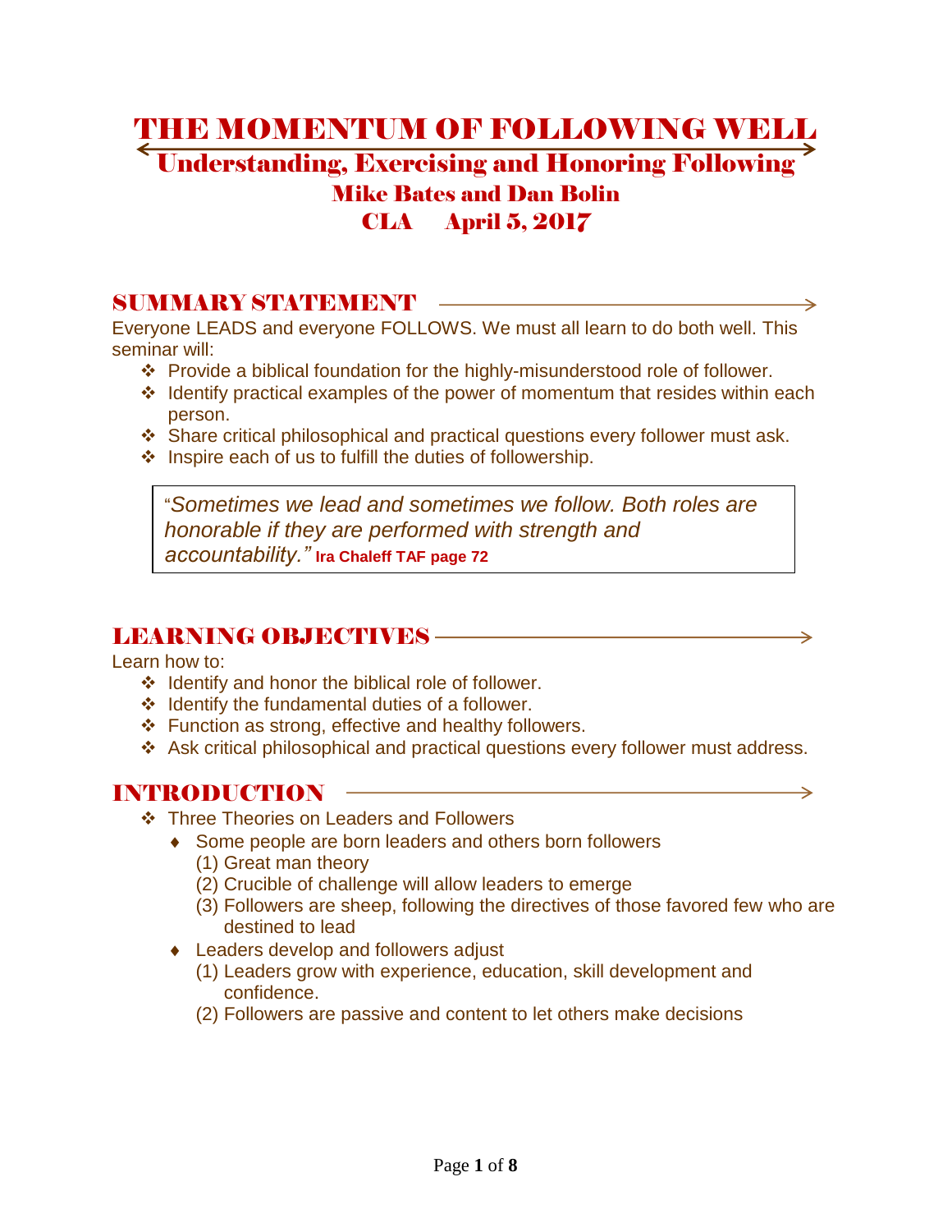# THE MOMENTUM OF FOLLOWING WELL

## Understanding, Exercising and Honoring Following

### Mike Bates and Dan Bolin

### CLA April 5, 2017

## SUMMARY STATEMENT

Everyone LEADS and everyone FOLLOWS. We must all learn to do both well. This seminar will:

- Provide a biblical foundation for the highly-misunderstood role of follower.
- Identify practical examples of the power of momentum that resides within each person.
- Share critical philosophical and practical questions every follower must ask.
- Inspire each of us to fulfill the duties of followership.

> "*Sometimes we lead and sometimes we follow. Both roles are honorable if they are performed with strength and accountability.*" **Ira Chaleff TAF page 72**

## LEARNING OBJECTIVES

Learn how to:

- Identify and honor the biblical role of follower.
- Identify the fundamental duties of a follower.
- Function as strong, effective and healthy followers.
- Ask critical philosophical and practical questions every follower must address.

## INTRODUCTION

- Three Theories on Leaders and Followers
  - Some people are born leaders and others born followers
    - (1) Great man theory
    - (2) Crucible of challenge will allow leaders to emerge
    - (3) Followers are sheep, following the directives of those favored few who are destined to lead
  - Leaders develop and followers adjust
    - (1) Leaders grow with experience, education, skill development and confidence.
    - (2) Followers are passive and content to let others make decisions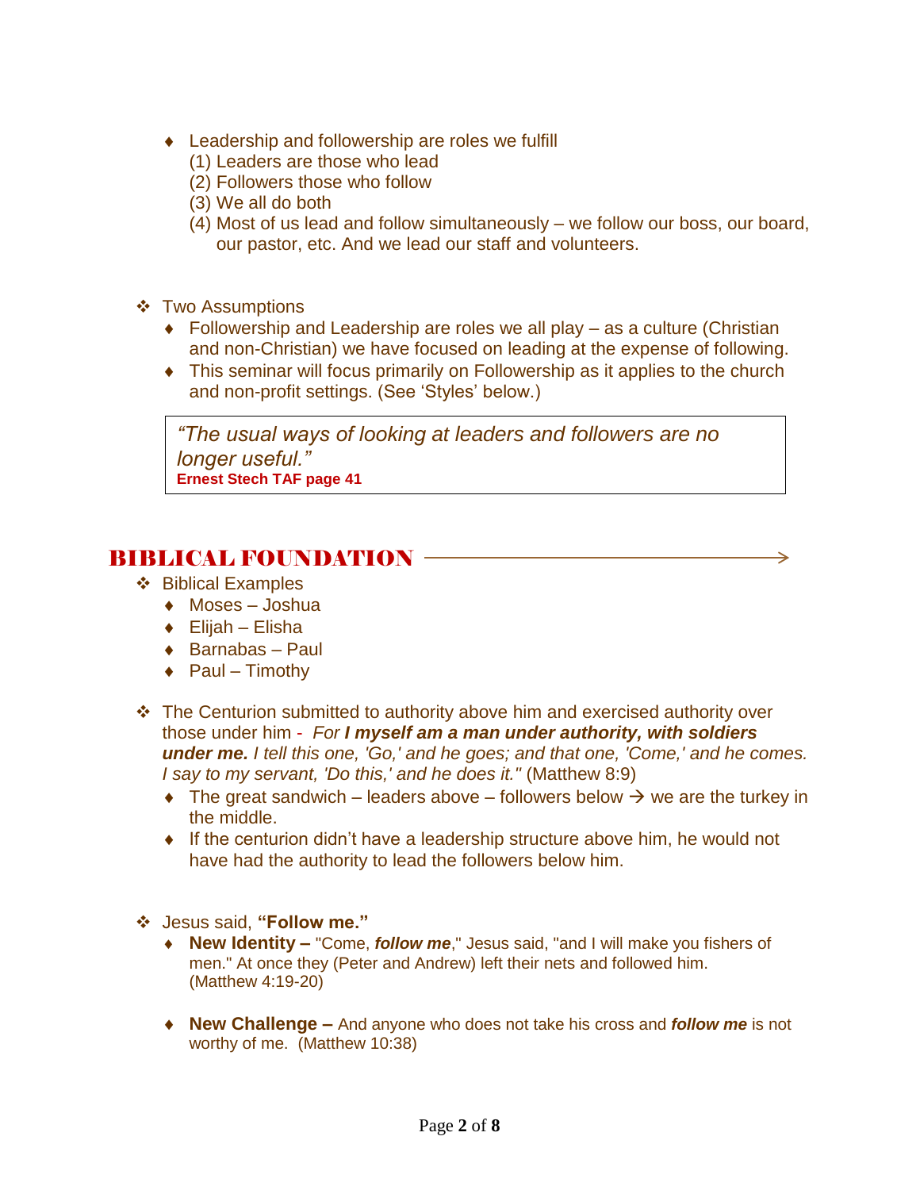- Leadership and followership are roles we fulfill
  (1) Leaders are those who lead
  (2) Followers those who follow
  (3) We all do both
  (4) Most of us lead and follow simultaneously – we follow our boss, our board, our pastor, etc. And we lead our staff and volunteers.

- Two Assumptions
  - Followership and Leadership are roles we all play – as a culture (Christian and non-Christian) we have focused on leading at the expense of following.
  - This seminar will focus primarily on Followership as it applies to the church and non-profit settings. (See 'Styles' below.)

> *"The usual ways of looking at leaders and followers are no longer useful."*
> **Ernest Stech TAF page 41**

## BIBLICAL FOUNDATION

- Biblical Examples
  - Moses – Joshua
  - Elijah – Elisha
  - Barnabas – Paul
  - Paul – Timothy

- The Centurion submitted to authority above him and exercised authority over those under him - *For **I myself am a man under authority, with soldiers under me.** I tell this one, 'Go,' and he goes; and that one, 'Come,' and he comes. I say to my servant, 'Do this,' and he does it."* (Matthew 8:9)
  - The great sandwich – leaders above – followers below → we are the turkey in the middle.
  - If the centurion didn't have a leadership structure above him, he would not have had the authority to lead the followers below him.

- Jesus said, **"Follow me."**
  - **New Identity –** "Come, ***follow me***," Jesus said, "and I will make you fishers of men." At once they (Peter and Andrew) left their nets and followed him. (Matthew 4:19-20)
  - **New Challenge –** And anyone who does not take his cross and ***follow me*** is not worthy of me. (Matthew 10:38)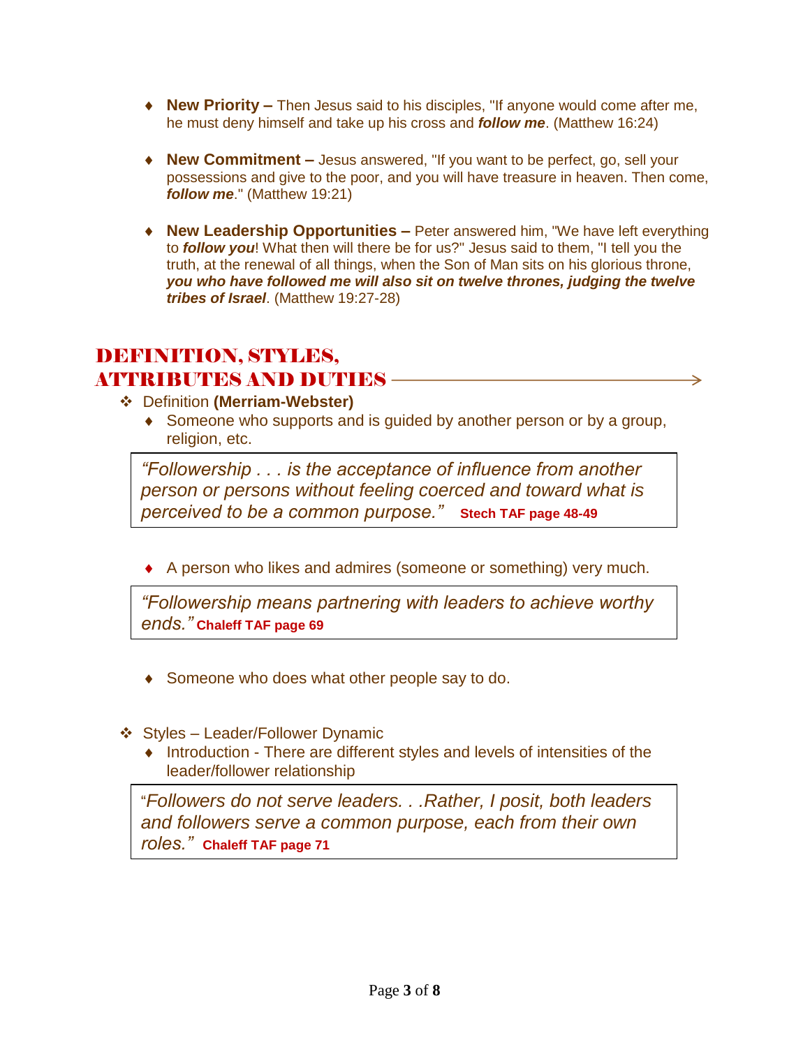- **New Priority –** Then Jesus said to his disciples, "If anyone would come after me, he must deny himself and take up his cross and ***follow me***. (Matthew 16:24)

- **New Commitment –** Jesus answered, "If you want to be perfect, go, sell your possessions and give to the poor, and you will have treasure in heaven. Then come, ***follow me***." (Matthew 19:21)

- **New Leadership Opportunities –** Peter answered him, "We have left everything to ***follow you***! What then will there be for us?" Jesus said to them, "I tell you the truth, at the renewal of all things, when the Son of Man sits on his glorious throne, ***you who have followed me will also sit on twelve thrones, judging the twelve tribes of Israel***. (Matthew 19:27-28)

## DEFINITION, STYLES, ATTRIBUTES AND DUTIES

- Definition **(Merriam-Webster)**
  - Someone who supports and is guided by another person or by a group, religion, etc.

> *"Followership . . . is the acceptance of influence from another person or persons without feeling coerced and toward what is perceived to be a common purpose."* **Stech TAF page 48-49**

  - A person who likes and admires (someone or something) very much.

> *"Followership means partnering with leaders to achieve worthy ends."* **Chaleff TAF page 69**

  - Someone who does what other people say to do.

- Styles – Leader/Follower Dynamic
  - Introduction - There are different styles and levels of intensities of the leader/follower relationship

> "*Followers do not serve leaders. . .Rather, I posit, both leaders and followers serve a common purpose, each from their own roles."* **Chaleff TAF page 71**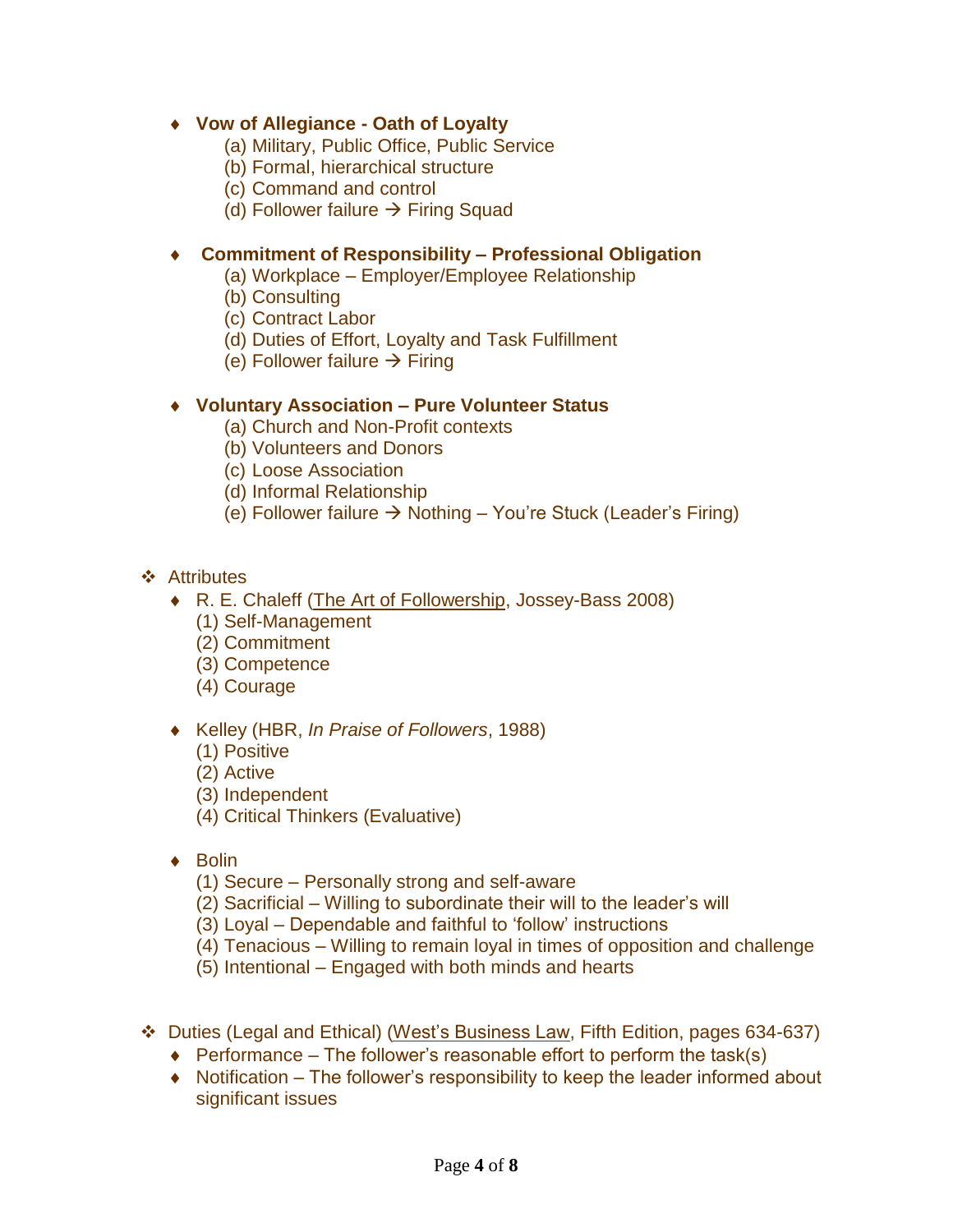- **Vow of Allegiance - Oath of Loyalty**
  - (a) Military, Public Office, Public Service
  - (b) Formal, hierarchical structure
  - (c) Command and control
  - (d) Follower failure → Firing Squad

- **Commitment of Responsibility – Professional Obligation**
  - (a) Workplace – Employer/Employee Relationship
  - (b) Consulting
  - (c) Contract Labor
  - (d) Duties of Effort, Loyalty and Task Fulfillment
  - (e) Follower failure → Firing

- **Voluntary Association – Pure Volunteer Status**
  - (a) Church and Non-Profit contexts
  - (b) Volunteers and Donors
  - (c) Loose Association
  - (d) Informal Relationship
  - (e) Follower failure → Nothing – You're Stuck (Leader's Firing)

- Attributes
  - R. E. Chaleff (<u>The Art of Followership</u>, Jossey-Bass 2008)
    - (1) Self-Management
    - (2) Commitment
    - (3) Competence
    - (4) Courage

  - Kelley (HBR, *In Praise of Followers*, 1988)
    - (1) Positive
    - (2) Active
    - (3) Independent
    - (4) Critical Thinkers (Evaluative)

  - Bolin
    - (1) Secure – Personally strong and self-aware
    - (2) Sacrificial – Willing to subordinate their will to the leader's will
    - (3) Loyal – Dependable and faithful to 'follow' instructions
    - (4) Tenacious – Willing to remain loyal in times of opposition and challenge
    - (5) Intentional – Engaged with both minds and hearts

- Duties (Legal and Ethical) (<u>West's Business Law</u>, Fifth Edition, pages 634-637)
  - Performance – The follower's reasonable effort to perform the task(s)
  - Notification – The follower's responsibility to keep the leader informed about significant issues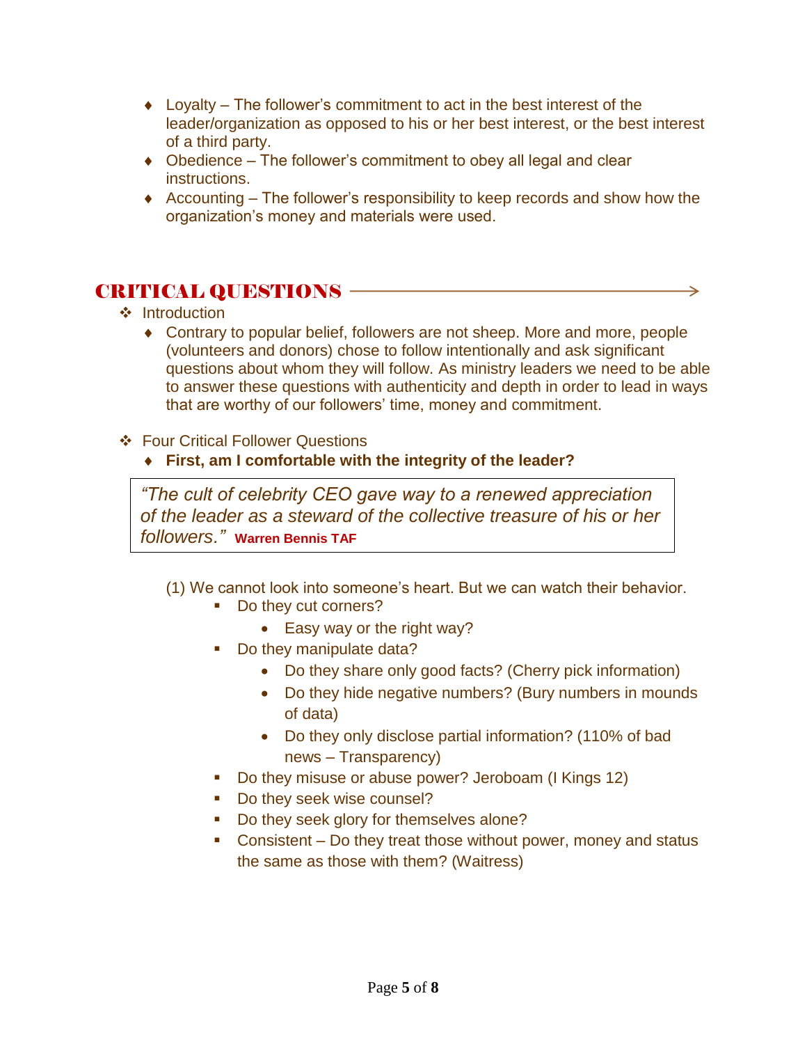- Loyalty – The follower's commitment to act in the best interest of the leader/organization as opposed to his or her best interest, or the best interest of a third party.
- Obedience – The follower's commitment to obey all legal and clear instructions.
- Accounting – The follower's responsibility to keep records and show how the organization's money and materials were used.

## CRITICAL QUESTIONS

- Introduction
  - Contrary to popular belief, followers are not sheep. More and more, people (volunteers and donors) chose to follow intentionally and ask significant questions about whom they will follow. As ministry leaders we need to be able to answer these questions with authenticity and depth in order to lead in ways that are worthy of our followers' time, money and commitment.

- Four Critical Follower Questions
  - **First, am I comfortable with the integrity of the leader?**

> *"The cult of celebrity CEO gave way to a renewed appreciation of the leader as a steward of the collective treasure of his or her followers."* **Warren Bennis TAF**

(1) We cannot look into someone's heart. But we can watch their behavior.

- Do they cut corners?
  - Easy way or the right way?
- Do they manipulate data?
  - Do they share only good facts? (Cherry pick information)
  - Do they hide negative numbers? (Bury numbers in mounds of data)
  - Do they only disclose partial information? (110% of bad news – Transparency)
- Do they misuse or abuse power? Jeroboam (I Kings 12)
- Do they seek wise counsel?
- Do they seek glory for themselves alone?
- Consistent – Do they treat those without power, money and status the same as those with them? (Waitress)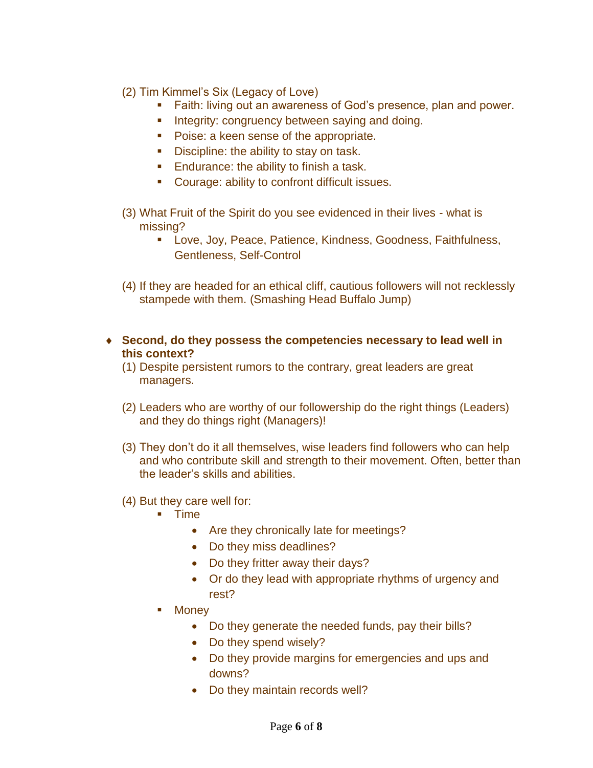(2) Tim Kimmel's Six (Legacy of Love)

- Faith: living out an awareness of God's presence, plan and power.
- Integrity: congruency between saying and doing.
- Poise: a keen sense of the appropriate.
- Discipline: the ability to stay on task.
- Endurance: the ability to finish a task.
- Courage: ability to confront difficult issues.

(3) What Fruit of the Spirit do you see evidenced in their lives - what is missing?

- Love, Joy, Peace, Patience, Kindness, Goodness, Faithfulness, Gentleness, Self-Control

(4) If they are headed for an ethical cliff, cautious followers will not recklessly stampede with them. (Smashing Head Buffalo Jump)

♦ **Second, do they possess the competencies necessary to lead well in this context?**

(1) Despite persistent rumors to the contrary, great leaders are great managers.

(2) Leaders who are worthy of our followership do the right things (Leaders) and they do things right (Managers)!

(3) They don't do it all themselves, wise leaders find followers who can help and who contribute skill and strength to their movement. Often, better than the leader's skills and abilities.

(4) But they care well for:

- Time
  - Are they chronically late for meetings?
  - Do they miss deadlines?
  - Do they fritter away their days?
  - Or do they lead with appropriate rhythms of urgency and rest?
- Money
  - Do they generate the needed funds, pay their bills?
  - Do they spend wisely?
  - Do they provide margins for emergencies and ups and downs?
  - Do they maintain records well?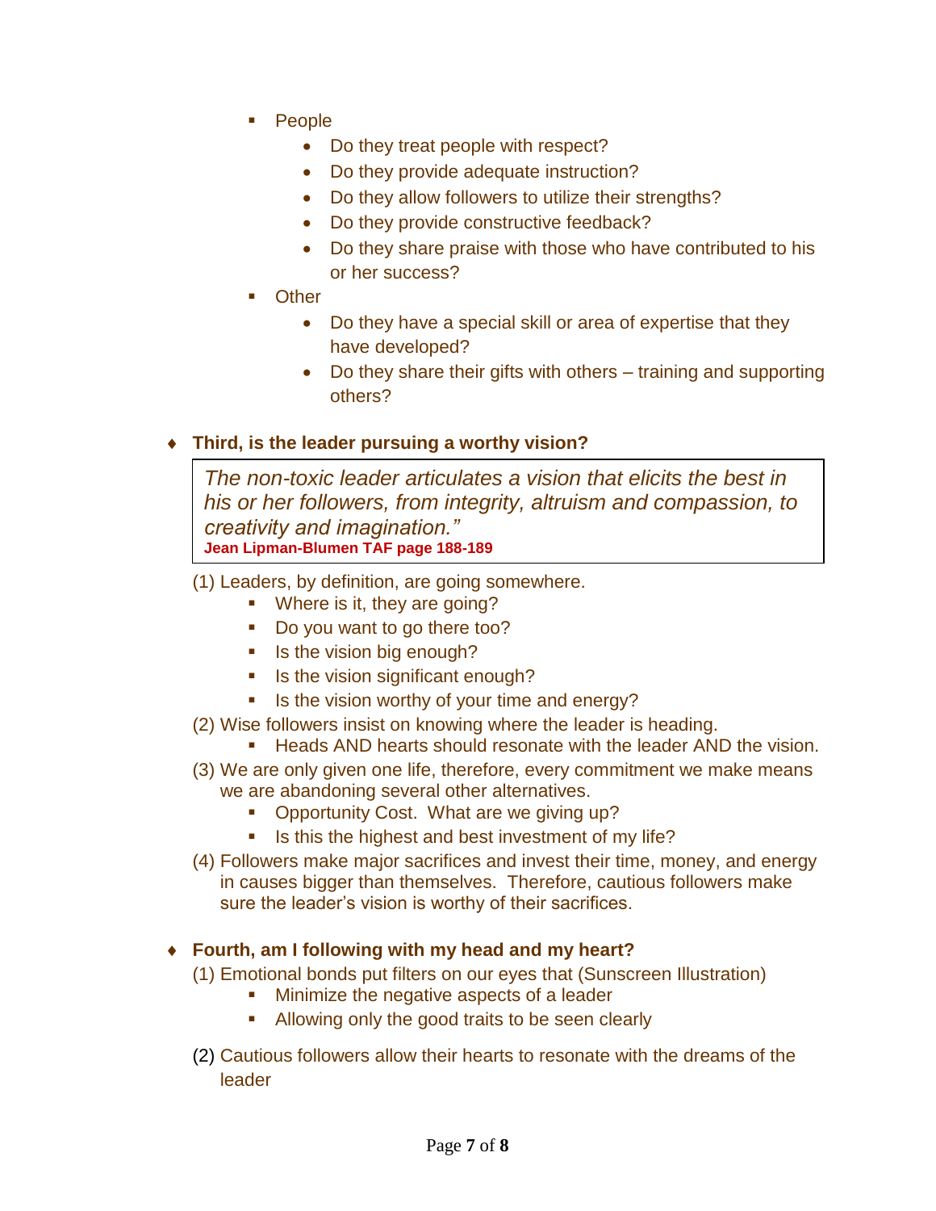- People
  - Do they treat people with respect?
  - Do they provide adequate instruction?
  - Do they allow followers to utilize their strengths?
  - Do they provide constructive feedback?
  - Do they share praise with those who have contributed to his or her success?
- Other
  - Do they have a special skill or area of expertise that they have developed?
  - Do they share their gifts with others – training and supporting others?

♦ **Third, is the leader pursuing a worthy vision?**

> *The non-toxic leader articulates a vision that elicits the best in his or her followers, from integrity, altruism and compassion, to creativity and imagination."*
> **Jean Lipman-Blumen TAF page 188-189**

(1) Leaders, by definition, are going somewhere.
- Where is it, they are going?
- Do you want to go there too?
- Is the vision big enough?
- Is the vision significant enough?
- Is the vision worthy of your time and energy?

(2) Wise followers insist on knowing where the leader is heading.
- Heads AND hearts should resonate with the leader AND the vision.

(3) We are only given one life, therefore, every commitment we make means we are abandoning several other alternatives.
- Opportunity Cost. What are we giving up?
- Is this the highest and best investment of my life?

(4) Followers make major sacrifices and invest their time, money, and energy in causes bigger than themselves. Therefore, cautious followers make sure the leader's vision is worthy of their sacrifices.

♦ **Fourth, am I following with my head and my heart?**

(1) Emotional bonds put filters on our eyes that (Sunscreen Illustration)
- Minimize the negative aspects of a leader
- Allowing only the good traits to be seen clearly

(2) Cautious followers allow their hearts to resonate with the dreams of the leader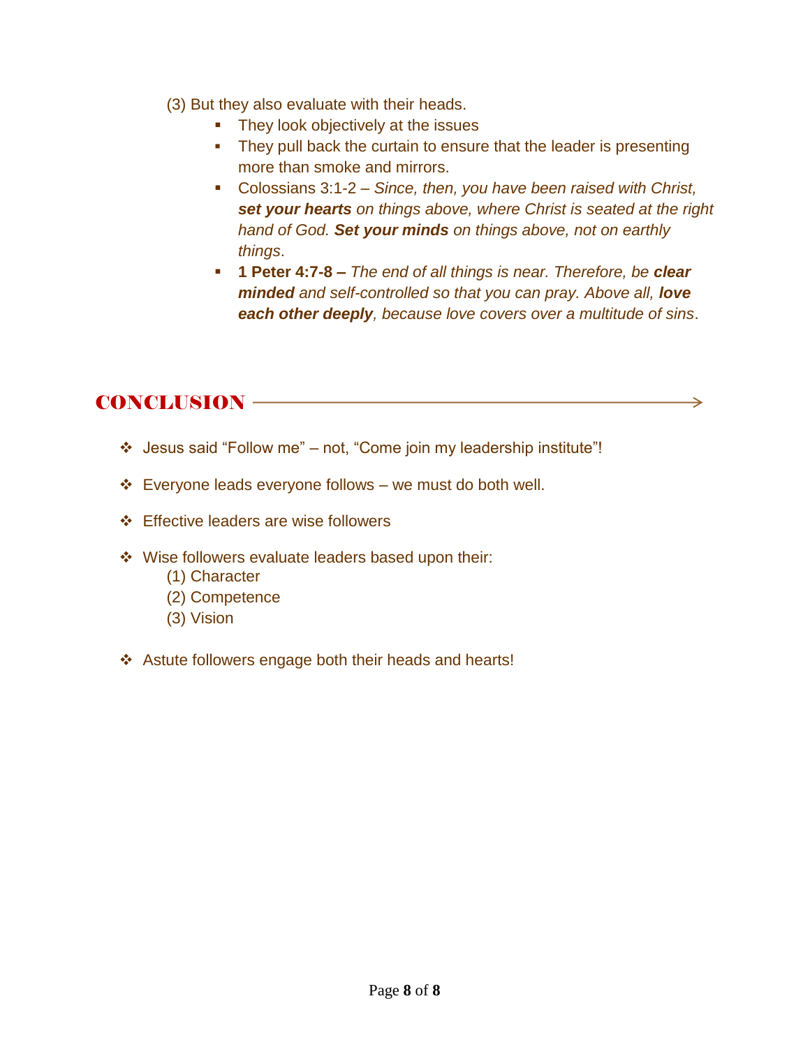(3) But they also evaluate with their heads.

- They look objectively at the issues
- They pull back the curtain to ensure that the leader is presenting more than smoke and mirrors.
- Colossians 3:1-2 – *Since, then, you have been raised with Christ, **set your hearts** on things above, where Christ is seated at the right hand of God. **Set your minds** on things above, not on earthly things*.
- **1 Peter 4:7-8 –** *The end of all things is near. Therefore, be **clear minded** and self-controlled so that you can pray. Above all, **love each other deeply**, because love covers over a multitude of sins*.

## CONCLUSION

- Jesus said "Follow me" – not, "Come join my leadership institute"!
- Everyone leads everyone follows – we must do both well.
- Effective leaders are wise followers
- Wise followers evaluate leaders based upon their:
  (1) Character
  (2) Competence
  (3) Vision
- Astute followers engage both their heads and hearts!